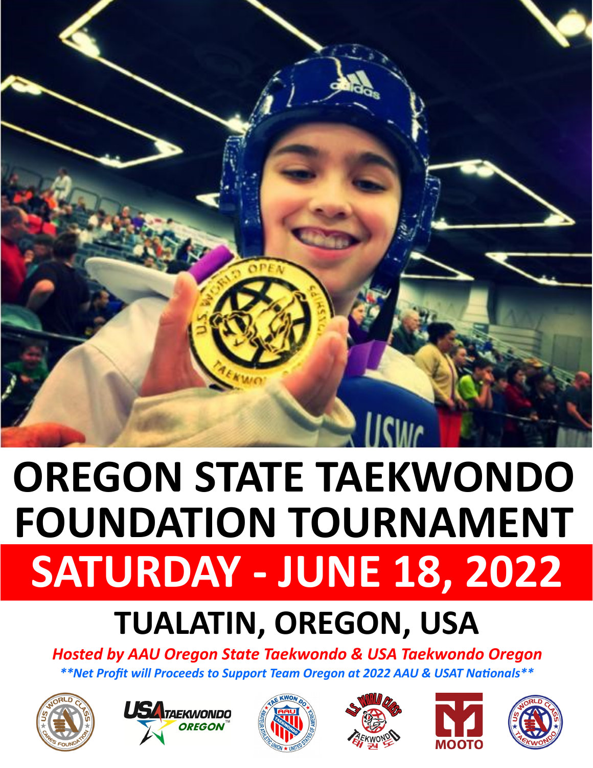# OREGON STATE TAEKWONDO FOUNDATION TOURNAMENT

## SATURDAY - JUNE 18, 2022

## TUALATIN, OREGON, USA

***Hosted by AAU Oregon State Taekwondo & USA Taekwondo Oregon***

***\*\*Net Profit will Proceeds to Support Team Oregon at 2022 AAU & USAT Nationals\*\****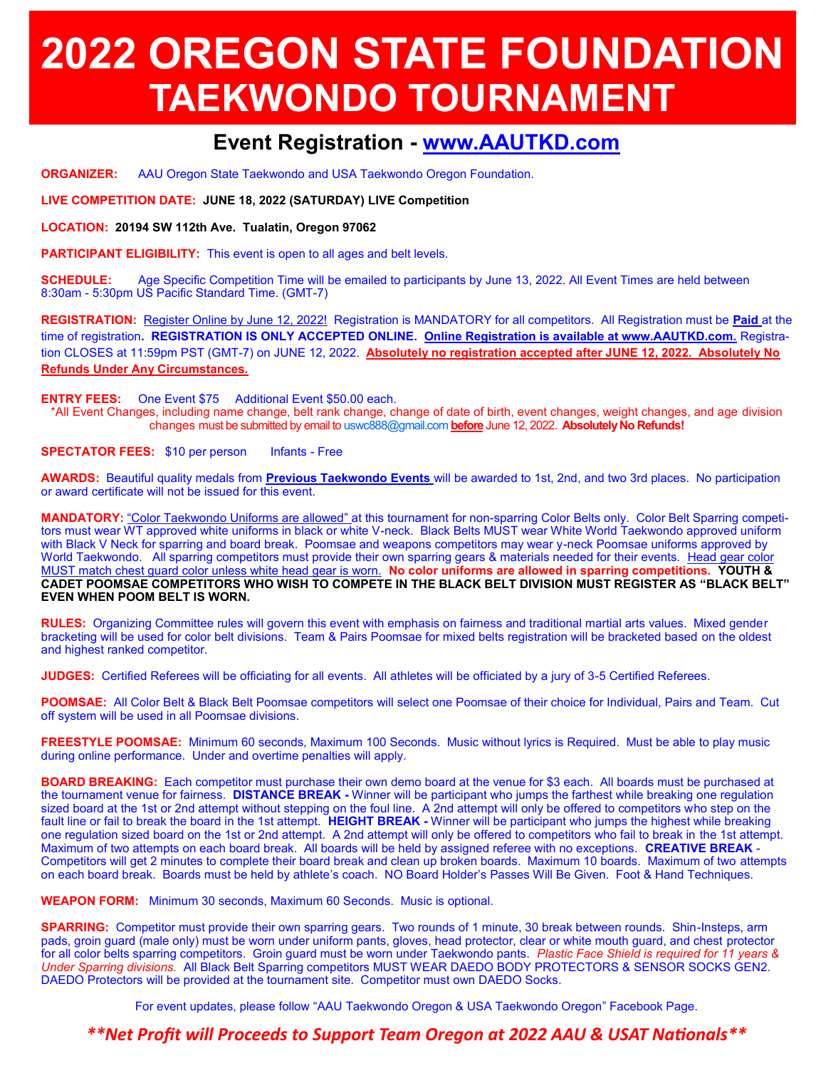# 2022 OREGON STATE FOUNDATION TAEKWONDO TOURNAMENT

## Event Registration - www.AAUTKD.com

**ORGANIZER:** AAU Oregon State Taekwondo and USA Taekwondo Oregon Foundation.

**LIVE COMPETITION DATE:** **JUNE 18, 2022 (SATURDAY) LIVE Competition**

**LOCATION:** **20194 SW 112th Ave. Tualatin, Oregon 97062**

**PARTICIPANT ELIGIBILITY:** This event is open to all ages and belt levels.

**SCHEDULE:** Age Specific Competition Time will be emailed to participants by June 13, 2022. All Event Times are held between 8:30am - 5:30pm US Pacific Standard Time. (GMT-7)

**REGISTRATION:** Register Online by June 12, 2022! Registration is MANDATORY for all competitors. All Registration must be **Paid** at the time of registration**. REGISTRATION IS ONLY ACCEPTED ONLINE. Online Registration is available at www.AAUTKD.com.** Registration CLOSES at 11:59pm PST (GMT-7) on JUNE 12, 2022. **Absolutely no registration accepted after JUNE 12, 2022. Absolutely No Refunds Under Any Circumstances.**

**ENTRY FEES:** One Event $75 Additional Event $50.00 each.
*All Event Changes, including name change, belt rank change, change of date of birth, event changes, weight changes, and age division changes must be submitted by email to uswc888@gmail.com **before** June 12, 2022. **Absolutely No Refunds!**

**SPECTATOR FEES:** $10 per person Infants - Free

**AWARDS:** Beautiful quality medals from **Previous Taekwondo Events** will be awarded to 1st, 2nd, and two 3rd places. No participation or award certificate will not be issued for this event.

**MANDATORY:** "Color Taekwondo Uniforms are allowed" at this tournament for non-sparring Color Belts only. Color Belt Sparring competitors must wear WT approved white uniforms in black or white V-neck. Black Belts MUST wear White World Taekwondo approved uniform with Black V Neck for sparring and board break. Poomsae and weapons competitors may wear y-neck Poomsae uniforms approved by World Taekwondo. All sparring competitors must provide their own sparring gears & materials needed for their events. Head gear color MUST match chest guard color unless white head gear is worn. **No color uniforms are allowed in sparring competitions. YOUTH & CADET POOMSAE COMPETITORS WHO WISH TO COMPETE IN THE BLACK BELT DIVISION MUST REGISTER AS "BLACK BELT" EVEN WHEN POOM BELT IS WORN.**

**RULES:** Organizing Committee rules will govern this event with emphasis on fairness and traditional martial arts values. Mixed gender bracketing will be used for color belt divisions. Team & Pairs Poomsae for mixed belts registration will be bracketed based on the oldest and highest ranked competitor.

**JUDGES:** Certified Referees will be officiating for all events. All athletes will be officiated by a jury of 3-5 Certified Referees.

**POOMSAE:** All Color Belt & Black Belt Poomsae competitors will select one Poomsae of their choice for Individual, Pairs and Team. Cut off system will be used in all Poomsae divisions.

**FREESTYLE POOMSAE:** Minimum 60 seconds, Maximum 100 Seconds. Music without lyrics is Required. Must be able to play music during online performance. Under and overtime penalties will apply.

**BOARD BREAKING:** Each competitor must purchase their own demo board at the venue for $3 each. All boards must be purchased at the tournament venue for fairness. **DISTANCE BREAK -** Winner will be participant who jumps the farthest while breaking one regulation sized board at the 1st or 2nd attempt without stepping on the foul line. A 2nd attempt will only be offered to competitors who step on the fault line or fail to break the board in the 1st attempt. **HEIGHT BREAK -** Winner will be participant who jumps the highest while breaking one regulation sized board on the 1st or 2nd attempt. A 2nd attempt will only be offered to competitors who fail to break in the 1st attempt. Maximum of two attempts on each board break. All boards will be held by assigned referee with no exceptions. **CREATIVE BREAK** - Competitors will get 2 minutes to complete their board break and clean up broken boards. Maximum 10 boards. Maximum of two attempts on each board break. Boards must be held by athlete's coach. NO Board Holder's Passes Will Be Given. Foot & Hand Techniques.

**WEAPON FORM:** Minimum 30 seconds, Maximum 60 Seconds. Music is optional.

**SPARRING:** Competitor must provide their own sparring gears. Two rounds of 1 minute, 30 break between rounds. Shin-Insteps, arm pads, groin guard (male only) must be worn under uniform pants, gloves, head protector, clear or white mouth guard, and chest protector for all color belts sparring competitors. Groin guard must be worn under Taekwondo pants. *Plastic Face Shield is required for 11 years & Under Sparring divisions.* All Black Belt Sparring competitors MUST WEAR DAEDO BODY PROTECTORS & SENSOR SOCKS GEN2. DAEDO Protectors will be provided at the tournament site. Competitor must own DAEDO Socks.

For event updates, please follow "AAU Taekwondo Oregon & USA Taekwondo Oregon" Facebook Page.

***\*\*Net Profit will Proceeds to Support Team Oregon at 2022 AAU & USAT Nationals\*\****